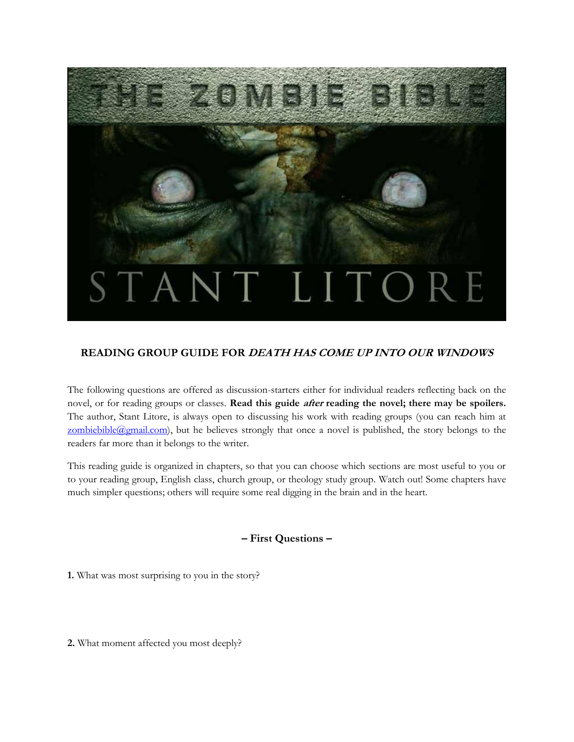THE ZOMBIE BIBLE

STANT LITORE

**READING GROUP GUIDE FOR *DEATH HAS COME UP INTO OUR WINDOWS***

The following questions are offered as discussion-starters either for individual readers reflecting back on the novel, or for reading groups or classes. **Read this guide *after* reading the novel; there may be spoilers.** The author, Stant Litore, is always open to discussing his work with reading groups (you can reach him at zombiebible@gmail.com), but he believes strongly that once a novel is published, the story belongs to the readers far more than it belongs to the writer.

This reading guide is organized in chapters, so that you can choose which sections are most useful to you or to your reading group, English class, church group, or theology study group. Watch out! Some chapters have much simpler questions; others will require some real digging in the brain and in the heart.

## – First Questions –

**1.** What was most surprising to you in the story?

**2.** What moment affected you most deeply?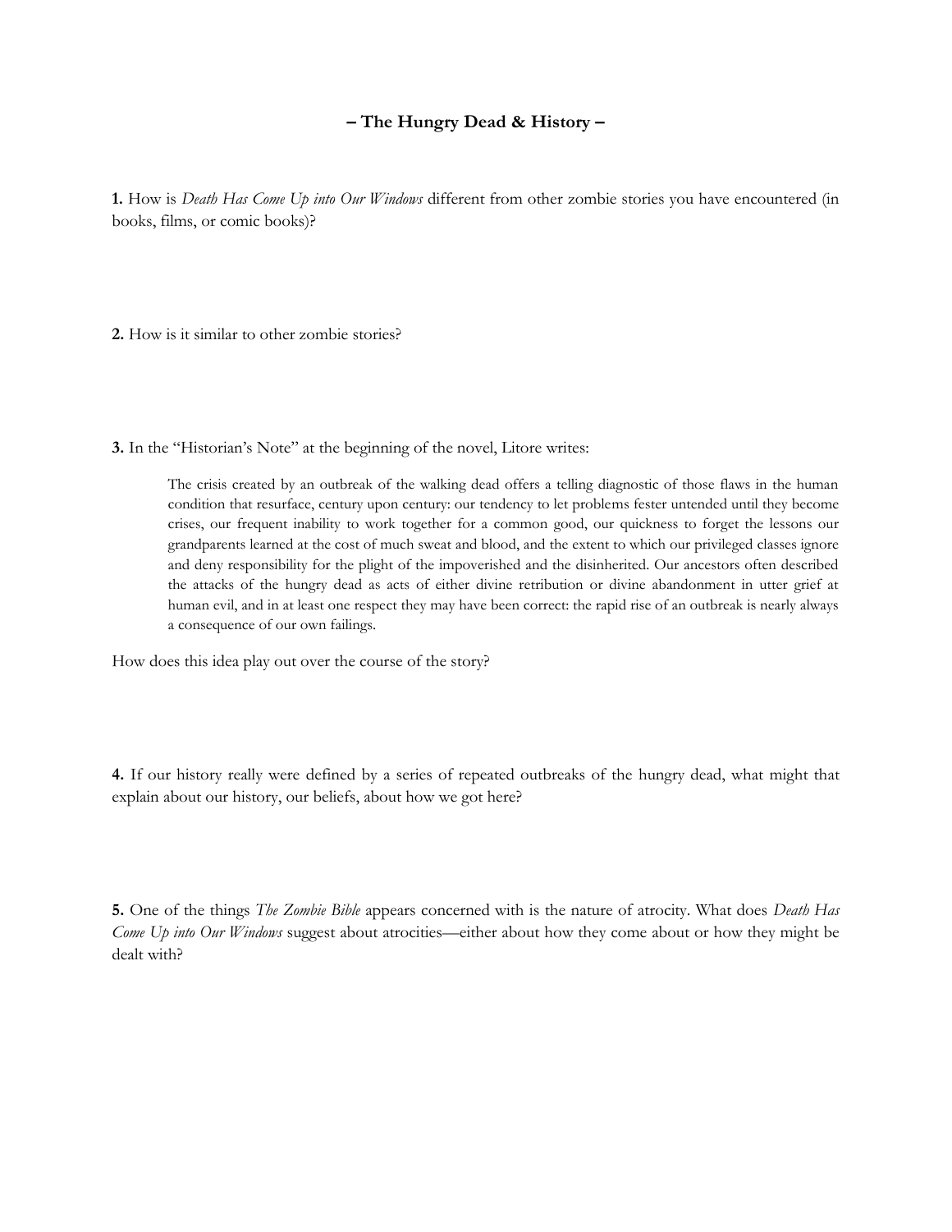## – The Hungry Dead & History –

**1.** How is *Death Has Come Up into Our Windows* different from other zombie stories you have encountered (in books, films, or comic books)?

**2.** How is it similar to other zombie stories?

**3.** In the "Historian's Note" at the beginning of the novel, Litore writes:

> The crisis created by an outbreak of the walking dead offers a telling diagnostic of those flaws in the human condition that resurface, century upon century: our tendency to let problems fester untended until they become crises, our frequent inability to work together for a common good, our quickness to forget the lessons our grandparents learned at the cost of much sweat and blood, and the extent to which our privileged classes ignore and deny responsibility for the plight of the impoverished and the disinherited. Our ancestors often described the attacks of the hungry dead as acts of either divine retribution or divine abandonment in utter grief at human evil, and in at least one respect they may have been correct: the rapid rise of an outbreak is nearly always a consequence of our own failings.

How does this idea play out over the course of the story?

**4.** If our history really were defined by a series of repeated outbreaks of the hungry dead, what might that explain about our history, our beliefs, about how we got here?

**5.** One of the things *The Zombie Bible* appears concerned with is the nature of atrocity. What does *Death Has Come Up into Our Windows* suggest about atrocities—either about how they come about or how they might be dealt with?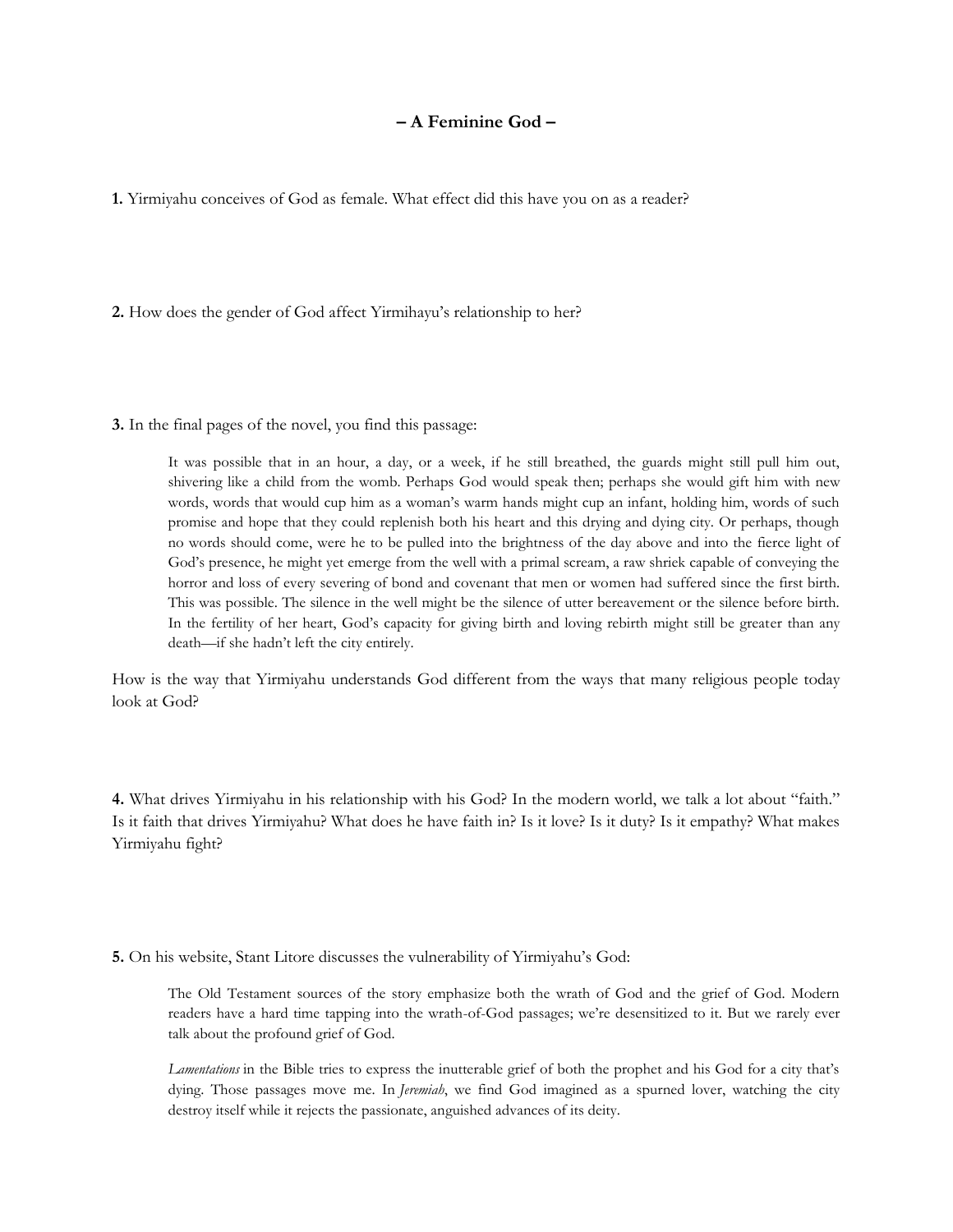## – A Feminine God –

**1.** Yirmiyahu conceives of God as female. What effect did this have you on as a reader?

**2.** How does the gender of God affect Yirmihayu's relationship to her?

**3.** In the final pages of the novel, you find this passage:

> It was possible that in an hour, a day, or a week, if he still breathed, the guards might still pull him out, shivering like a child from the womb. Perhaps God would speak then; perhaps she would gift him with new words, words that would cup him as a woman's warm hands might cup an infant, holding him, words of such promise and hope that they could replenish both his heart and this drying and dying city. Or perhaps, though no words should come, were he to be pulled into the brightness of the day above and into the fierce light of God's presence, he might yet emerge from the well with a primal scream, a raw shriek capable of conveying the horror and loss of every severing of bond and covenant that men or women had suffered since the first birth. This was possible. The silence in the well might be the silence of utter bereavement or the silence before birth. In the fertility of her heart, God's capacity for giving birth and loving rebirth might still be greater than any death—if she hadn't left the city entirely.

How is the way that Yirmiyahu understands God different from the ways that many religious people today look at God?

**4.** What drives Yirmiyahu in his relationship with his God? In the modern world, we talk a lot about "faith." Is it faith that drives Yirmiyahu? What does he have faith in? Is it love? Is it duty? Is it empathy? What makes Yirmiyahu fight?

**5.** On his website, Stant Litore discusses the vulnerability of Yirmiyahu's God:

> The Old Testament sources of the story emphasize both the wrath of God and the grief of God. Modern readers have a hard time tapping into the wrath-of-God passages; we're desensitized to it. But we rarely ever talk about the profound grief of God.
>
> *Lamentations* in the Bible tries to express the inutterable grief of both the prophet and his God for a city that's dying. Those passages move me. In *Jeremiah*, we find God imagined as a spurned lover, watching the city destroy itself while it rejects the passionate, anguished advances of its deity.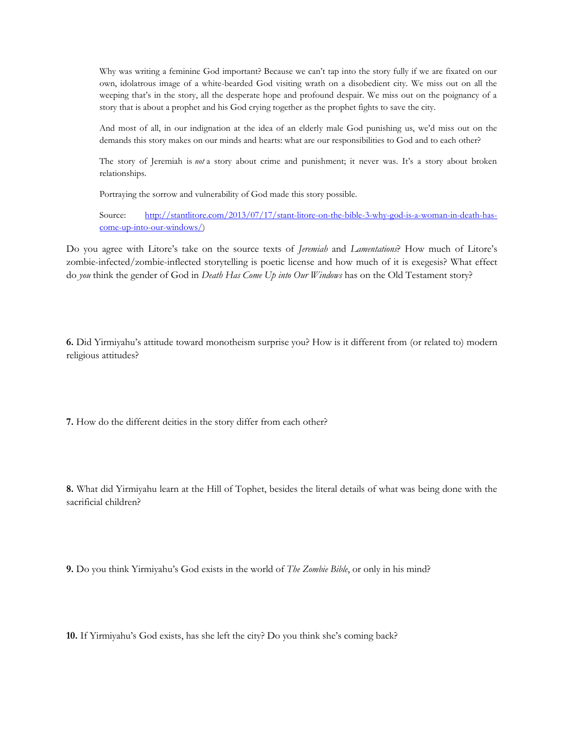> Why was writing a feminine God important? Because we can't tap into the story fully if we are fixated on our own, idolatrous image of a white-bearded God visiting wrath on a disobedient city. We miss out on all the weeping that's in the story, all the desperate hope and profound despair. We miss out on the poignancy of a story that is about a prophet and his God crying together as the prophet fights to save the city.
>
> And most of all, in our indignation at the idea of an elderly male God punishing us, we'd miss out on the demands this story makes on our minds and hearts: what are our responsibilities to God and to each other?
>
> The story of Jeremiah is *not* a story about crime and punishment; it never was. It's a story about broken relationships.
>
> Portraying the sorrow and vulnerability of God made this story possible.
>
> Source: [http://stantlitore.com/2013/07/17/stant-litore-on-the-bible-3-why-god-is-a-woman-in-death-has-come-up-into-our-windows/](http://stantlitore.com/2013/07/17/stant-litore-on-the-bible-3-why-god-is-a-woman-in-death-has-come-up-into-our-windows/))

Do you agree with Litore's take on the source texts of *Jeremiah* and *Lamentations*? How much of Litore's zombie-infected/zombie-inflected storytelling is poetic license and how much of it is exegesis? What effect do *you* think the gender of God in *Death Has Come Up into Our Windows* has on the Old Testament story?

**6.** Did Yirmiyahu's attitude toward monotheism surprise you? How is it different from (or related to) modern religious attitudes?

**7.** How do the different deities in the story differ from each other?

**8.** What did Yirmiyahu learn at the Hill of Tophet, besides the literal details of what was being done with the sacrificial children?

**9.** Do you think Yirmiyahu's God exists in the world of *The Zombie Bible*, or only in his mind?

**10.** If Yirmiyahu's God exists, has she left the city? Do you think she's coming back?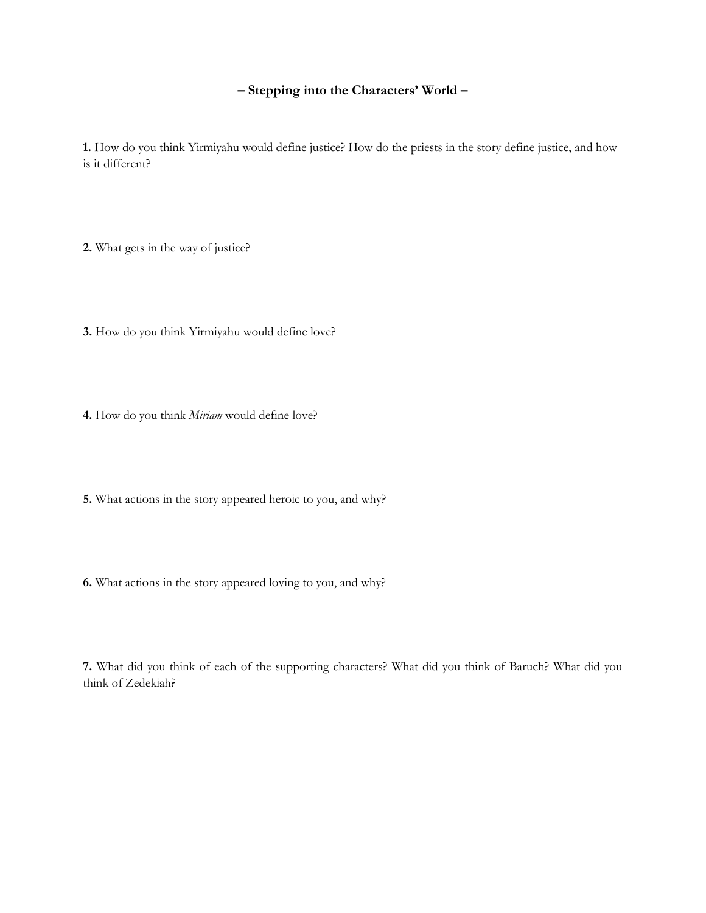## – Stepping into the Characters' World –

**1.** How do you think Yirmiyahu would define justice? How do the priests in the story define justice, and how is it different?

**2.** What gets in the way of justice?

**3.** How do you think Yirmiyahu would define love?

**4.** How do you think *Miriam* would define love?

**5.** What actions in the story appeared heroic to you, and why?

**6.** What actions in the story appeared loving to you, and why?

**7.** What did you think of each of the supporting characters? What did you think of Baruch? What did you think of Zedekiah?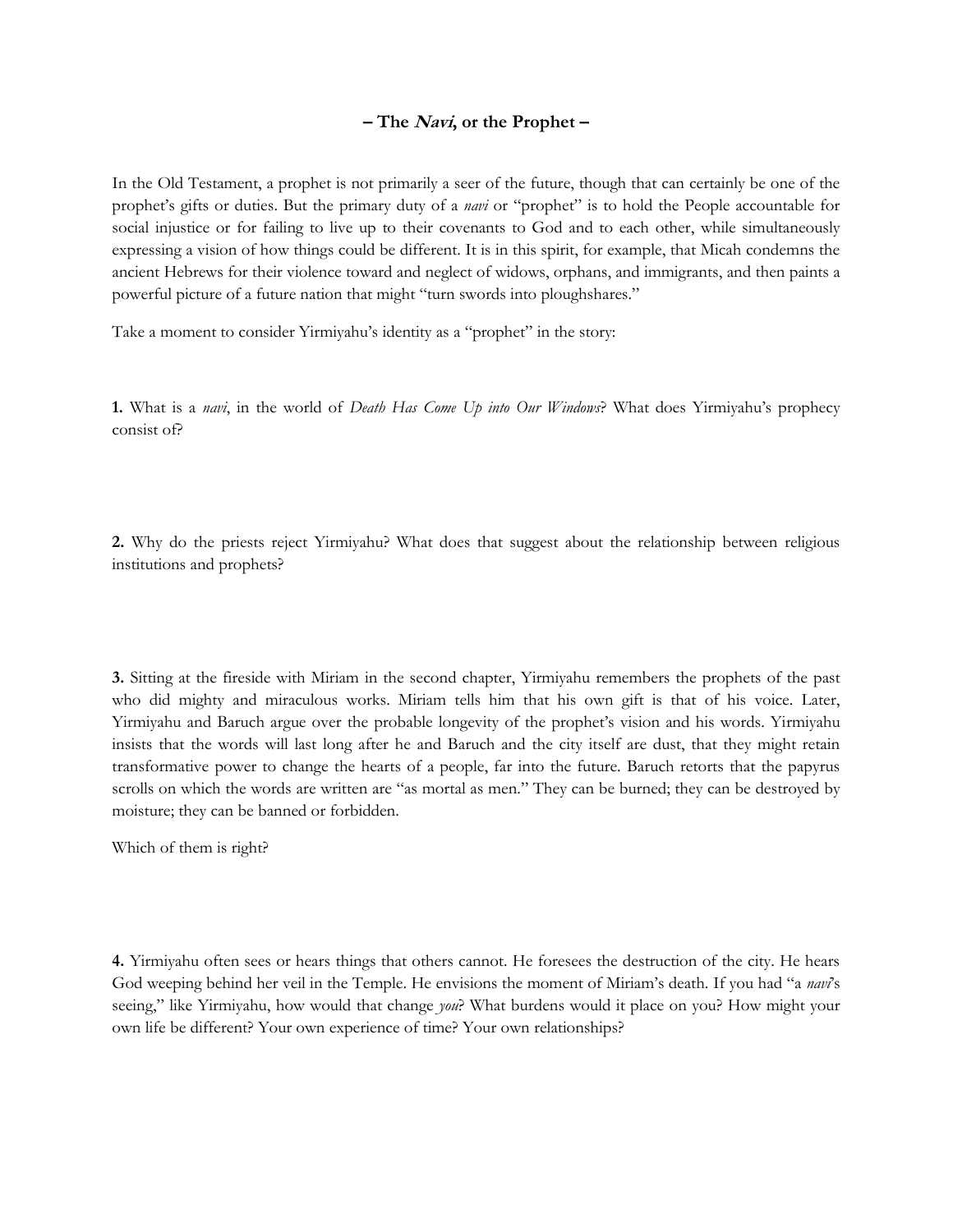## – The *Navi*, or the Prophet –

In the Old Testament, a prophet is not primarily a seer of the future, though that can certainly be one of the prophet's gifts or duties. But the primary duty of a *navi* or "prophet" is to hold the People accountable for social injustice or for failing to live up to their covenants to God and to each other, while simultaneously expressing a vision of how things could be different. It is in this spirit, for example, that Micah condemns the ancient Hebrews for their violence toward and neglect of widows, orphans, and immigrants, and then paints a powerful picture of a future nation that might "turn swords into ploughshares."

Take a moment to consider Yirmiyahu's identity as a "prophet" in the story:

**1.** What is a *navi*, in the world of *Death Has Come Up into Our Windows*? What does Yirmiyahu's prophecy consist of?

**2.** Why do the priests reject Yirmiyahu? What does that suggest about the relationship between religious institutions and prophets?

**3.** Sitting at the fireside with Miriam in the second chapter, Yirmiyahu remembers the prophets of the past who did mighty and miraculous works. Miriam tells him that his own gift is that of his voice. Later, Yirmiyahu and Baruch argue over the probable longevity of the prophet's vision and his words. Yirmiyahu insists that the words will last long after he and Baruch and the city itself are dust, that they might retain transformative power to change the hearts of a people, far into the future. Baruch retorts that the papyrus scrolls on which the words are written are "as mortal as men." They can be burned; they can be destroyed by moisture; they can be banned or forbidden.

Which of them is right?

**4.** Yirmiyahu often sees or hears things that others cannot. He foresees the destruction of the city. He hears God weeping behind her veil in the Temple. He envisions the moment of Miriam's death. If you had "a *navi*'s seeing," like Yirmiyahu, how would that change *you*? What burdens would it place on you? How might your own life be different? Your own experience of time? Your own relationships?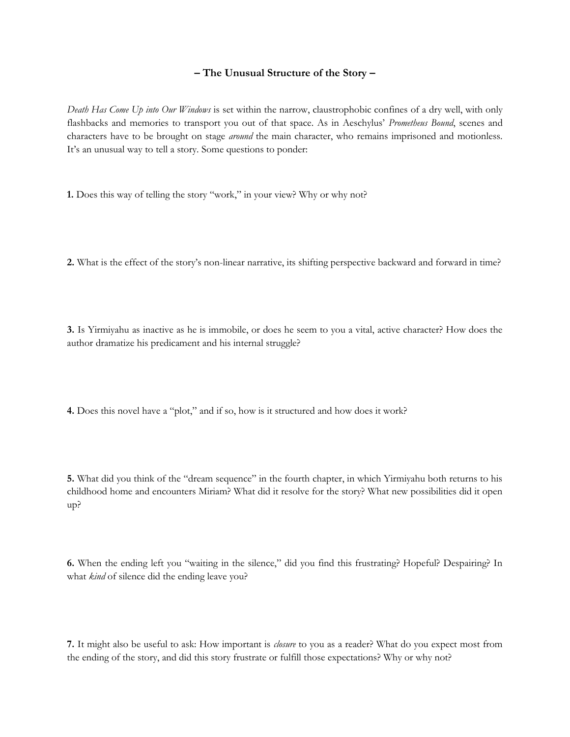## – The Unusual Structure of the Story –

*Death Has Come Up into Our Windows* is set within the narrow, claustrophobic confines of a dry well, with only flashbacks and memories to transport you out of that space. As in Aeschylus' *Prometheus Bound*, scenes and characters have to be brought on stage *around* the main character, who remains imprisoned and motionless. It's an unusual way to tell a story. Some questions to ponder:

**1.** Does this way of telling the story "work," in your view? Why or why not?

**2.** What is the effect of the story's non-linear narrative, its shifting perspective backward and forward in time?

**3.** Is Yirmiyahu as inactive as he is immobile, or does he seem to you a vital, active character? How does the author dramatize his predicament and his internal struggle?

**4.** Does this novel have a "plot," and if so, how is it structured and how does it work?

**5.** What did you think of the "dream sequence" in the fourth chapter, in which Yirmiyahu both returns to his childhood home and encounters Miriam? What did it resolve for the story? What new possibilities did it open up?

**6.** When the ending left you "waiting in the silence," did you find this frustrating? Hopeful? Despairing? In what *kind* of silence did the ending leave you?

**7.** It might also be useful to ask: How important is *closure* to you as a reader? What do you expect most from the ending of the story, and did this story frustrate or fulfill those expectations? Why or why not?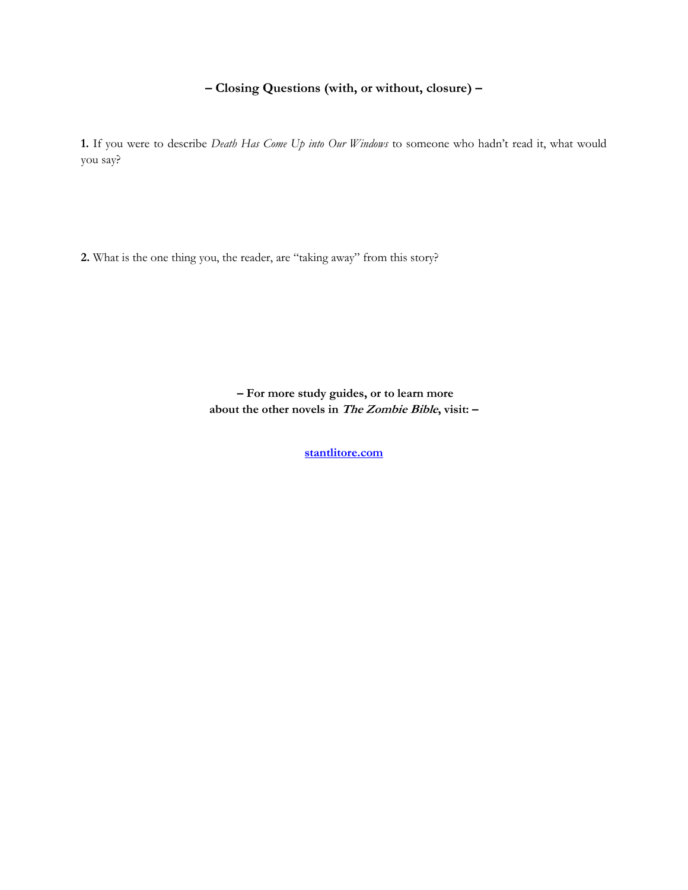## – Closing Questions (with, or without, closure) –

**1.** If you were to describe *Death Has Come Up into Our Windows* to someone who hadn't read it, what would you say?

**2.** What is the one thing you, the reader, are "taking away" from this story?

**– For more study guides, or to learn more about the other novels in *The Zombie Bible*, visit: –**

**stantlitore.com**